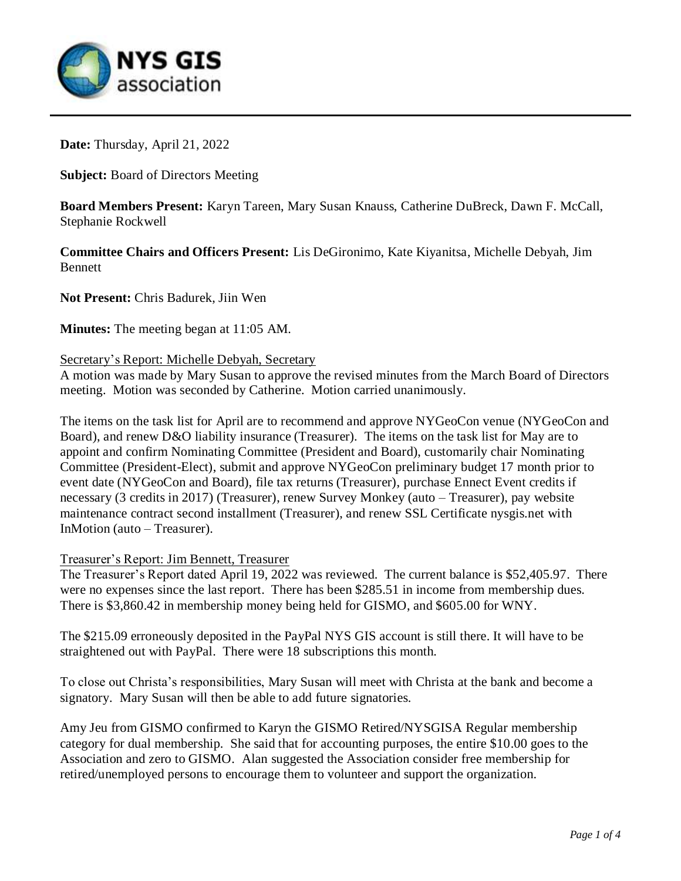**Date:** Thursday, April 21, 2022

**Subject:** Board of Directors Meeting

**Board Members Present:** Karyn Tareen, Mary Susan Knauss, Catherine DuBreck, Dawn F. McCall, Stephanie Rockwell

**Committee Chairs and Officers Present:** Lis DeGironimo, Kate Kiyanitsa, Michelle Debyah, Jim Bennett

**Not Present:** Chris Badurek, Jiin Wen

**Minutes:** The meeting began at 11:05 AM.

<u>Secretary's Report: Michelle Debyah, Secretary</u>

A motion was made by Mary Susan to approve the revised minutes from the March Board of Directors meeting. Motion was seconded by Catherine. Motion carried unanimously.

The items on the task list for April are to recommend and approve NYGeoCon venue (NYGeoCon and Board), and renew D&O liability insurance (Treasurer). The items on the task list for May are to appoint and confirm Nominating Committee (President and Board), customarily chair Nominating Committee (President-Elect), submit and approve NYGeoCon preliminary budget 17 month prior to event date (NYGeoCon and Board), file tax returns (Treasurer), purchase Ennect Event credits if necessary (3 credits in 2017) (Treasurer), renew Survey Monkey (auto – Treasurer), pay website maintenance contract second installment (Treasurer), and renew SSL Certificate nysgis.net with InMotion (auto – Treasurer).

<u>Treasurer's Report: Jim Bennett, Treasurer</u>

The Treasurer's Report dated April 19, 2022 was reviewed. The current balance is $52,405.97. There were no expenses since the last report. There has been $285.51 in income from membership dues. There is $3,860.42 in membership money being held for GISMO, and $605.00 for WNY.

The $215.09 erroneously deposited in the PayPal NYS GIS account is still there. It will have to be straightened out with PayPal. There were 18 subscriptions this month.

To close out Christa's responsibilities, Mary Susan will meet with Christa at the bank and become a signatory. Mary Susan will then be able to add future signatories.

Amy Jeu from GISMO confirmed to Karyn the GISMO Retired/NYSGISA Regular membership category for dual membership. She said that for accounting purposes, the entire $10.00 goes to the Association and zero to GISMO. Alan suggested the Association consider free membership for retired/unemployed persons to encourage them to volunteer and support the organization.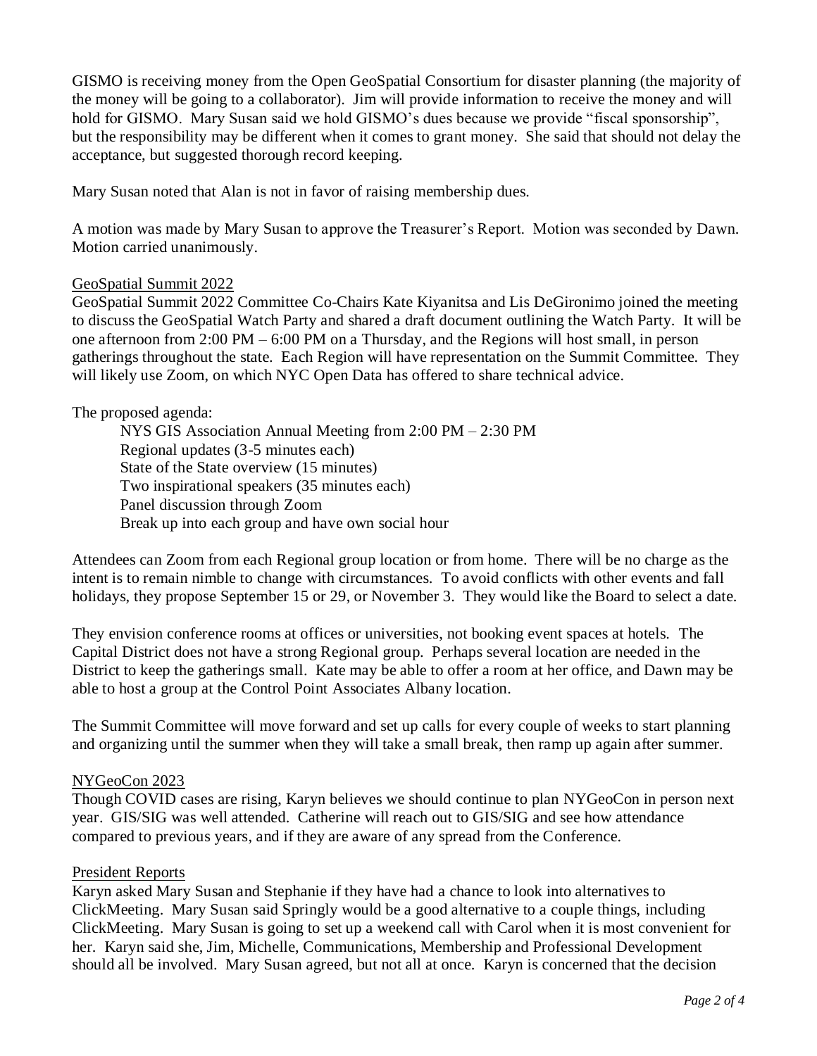GISMO is receiving money from the Open GeoSpatial Consortium for disaster planning (the majority of the money will be going to a collaborator). Jim will provide information to receive the money and will hold for GISMO. Mary Susan said we hold GISMO's dues because we provide "fiscal sponsorship", but the responsibility may be different when it comes to grant money. She said that should not delay the acceptance, but suggested thorough record keeping.

Mary Susan noted that Alan is not in favor of raising membership dues.

A motion was made by Mary Susan to approve the Treasurer's Report. Motion was seconded by Dawn. Motion carried unanimously.

## GeoSpatial Summit 2022

GeoSpatial Summit 2022 Committee Co-Chairs Kate Kiyanitsa and Lis DeGironimo joined the meeting to discuss the GeoSpatial Watch Party and shared a draft document outlining the Watch Party. It will be one afternoon from 2:00 PM – 6:00 PM on a Thursday, and the Regions will host small, in person gatherings throughout the state. Each Region will have representation on the Summit Committee. They will likely use Zoom, on which NYC Open Data has offered to share technical advice.

The proposed agenda:

- NYS GIS Association Annual Meeting from 2:00 PM – 2:30 PM
- Regional updates (3-5 minutes each)
- State of the State overview (15 minutes)
- Two inspirational speakers (35 minutes each)
- Panel discussion through Zoom
- Break up into each group and have own social hour

Attendees can Zoom from each Regional group location or from home. There will be no charge as the intent is to remain nimble to change with circumstances. To avoid conflicts with other events and fall holidays, they propose September 15 or 29, or November 3. They would like the Board to select a date.

They envision conference rooms at offices or universities, not booking event spaces at hotels. The Capital District does not have a strong Regional group. Perhaps several location are needed in the District to keep the gatherings small. Kate may be able to offer a room at her office, and Dawn may be able to host a group at the Control Point Associates Albany location.

The Summit Committee will move forward and set up calls for every couple of weeks to start planning and organizing until the summer when they will take a small break, then ramp up again after summer.

## NYGeoCon 2023

Though COVID cases are rising, Karyn believes we should continue to plan NYGeoCon in person next year. GIS/SIG was well attended. Catherine will reach out to GIS/SIG and see how attendance compared to previous years, and if they are aware of any spread from the Conference.

## President Reports

Karyn asked Mary Susan and Stephanie if they have had a chance to look into alternatives to ClickMeeting. Mary Susan said Springly would be a good alternative to a couple things, including ClickMeeting. Mary Susan is going to set up a weekend call with Carol when it is most convenient for her. Karyn said she, Jim, Michelle, Communications, Membership and Professional Development should all be involved. Mary Susan agreed, but not all at once. Karyn is concerned that the decision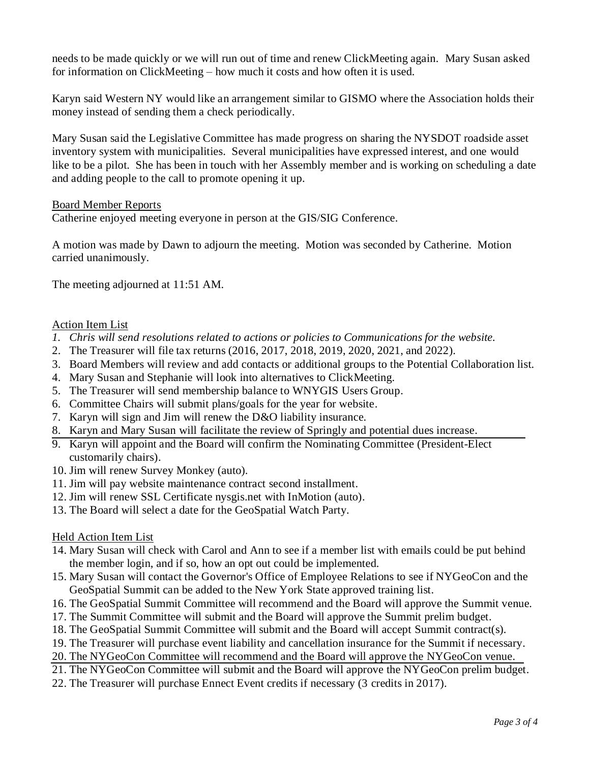needs to be made quickly or we will run out of time and renew ClickMeeting again. Mary Susan asked for information on ClickMeeting – how much it costs and how often it is used.

Karyn said Western NY would like an arrangement similar to GISMO where the Association holds their money instead of sending them a check periodically.

Mary Susan said the Legislative Committee has made progress on sharing the NYSDOT roadside asset inventory system with municipalities. Several municipalities have expressed interest, and one would like to be a pilot. She has been in touch with her Assembly member and is working on scheduling a date and adding people to the call to promote opening it up.

Board Member Reports

Catherine enjoyed meeting everyone in person at the GIS/SIG Conference.

A motion was made by Dawn to adjourn the meeting. Motion was seconded by Catherine. Motion carried unanimously.

The meeting adjourned at 11:51 AM.

Action Item List

1. *Chris will send resolutions related to actions or policies to Communications for the website.*
2. The Treasurer will file tax returns (2016, 2017, 2018, 2019, 2020, 2021, and 2022).
3. Board Members will review and add contacts or additional groups to the Potential Collaboration list.
4. Mary Susan and Stephanie will look into alternatives to ClickMeeting.
5. The Treasurer will send membership balance to WNYGIS Users Group.
6. Committee Chairs will submit plans/goals for the year for website.
7. Karyn will sign and Jim will renew the D&O liability insurance.
8. Karyn and Mary Susan will facilitate the review of Springly and potential dues increase.
9. Karyn will appoint and the Board will confirm the Nominating Committee (President-Elect customarily chairs).
10. Jim will renew Survey Monkey (auto).
11. Jim will pay website maintenance contract second installment.
12. Jim will renew SSL Certificate nysgis.net with InMotion (auto).
13. The Board will select a date for the GeoSpatial Watch Party.

Held Action Item List

14. Mary Susan will check with Carol and Ann to see if a member list with emails could be put behind the member login, and if so, how an opt out could be implemented.
15. Mary Susan will contact the Governor's Office of Employee Relations to see if NYGeoCon and the GeoSpatial Summit can be added to the New York State approved training list.
16. The GeoSpatial Summit Committee will recommend and the Board will approve the Summit venue.
17. The Summit Committee will submit and the Board will approve the Summit prelim budget.
18. The GeoSpatial Summit Committee will submit and the Board will accept Summit contract(s).
19. The Treasurer will purchase event liability and cancellation insurance for the Summit if necessary.
20. The NYGeoCon Committee will recommend and the Board will approve the NYGeoCon venue.
21. The NYGeoCon Committee will submit and the Board will approve the NYGeoCon prelim budget.
22. The Treasurer will purchase Ennect Event credits if necessary (3 credits in 2017).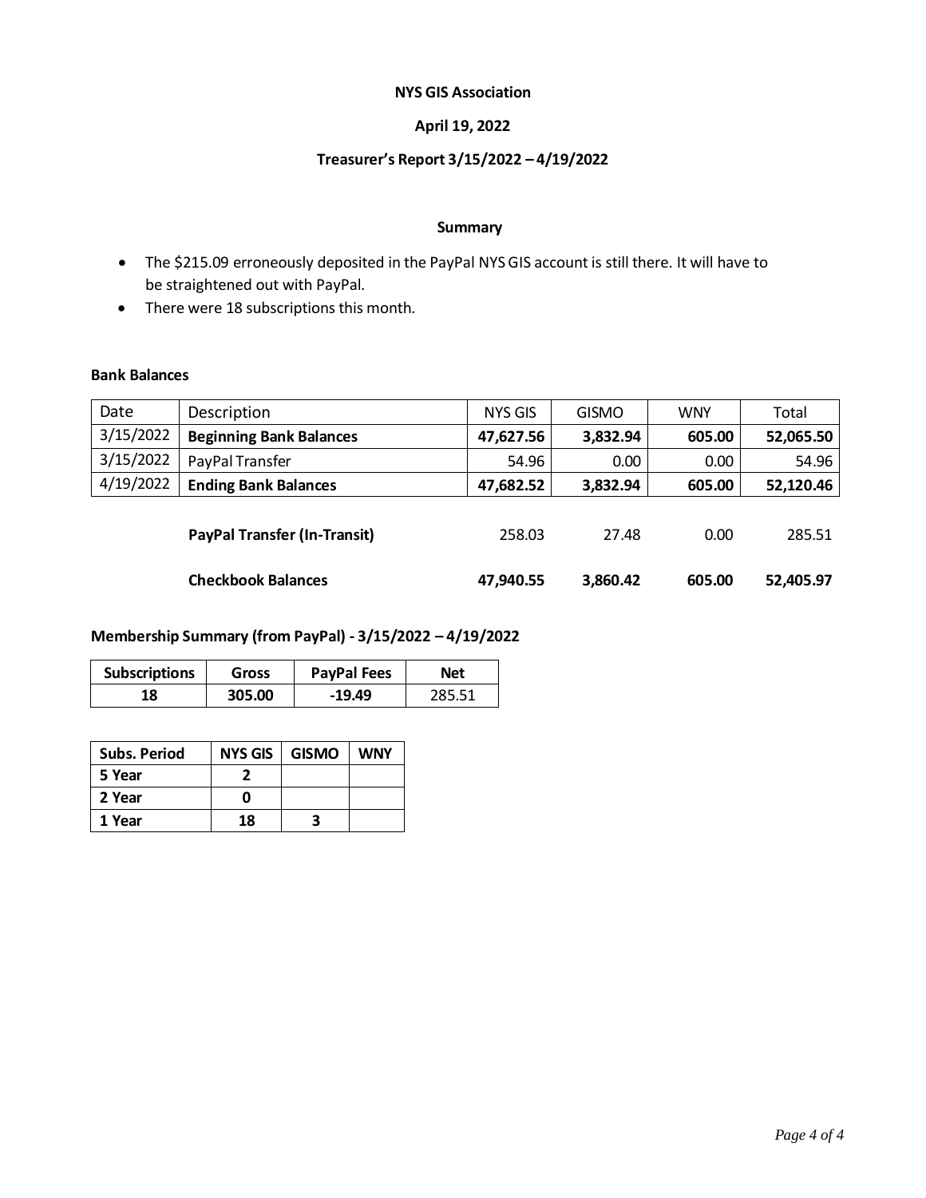**NYS GIS Association**

**April 19, 2022**

**Treasurer's Report 3/15/2022 – 4/19/2022**

**Summary**

- The $215.09 erroneously deposited in the PayPal NYS GIS account is still there. It will have to be straightened out with PayPal.
- There were 18 subscriptions this month.

**Bank Balances**

| Date | Description | NYS GIS | GISMO | WNY | Total |
|---|---|---|---|---|---|
| 3/15/2022 | **Beginning Bank Balances** | **47,627.56** | **3,832.94** | **605.00** | **52,065.50** |
| 3/15/2022 | PayPal Transfer | 54.96 | 0.00 | 0.00 | 54.96 |
| 4/19/2022 | **Ending Bank Balances** | **47,682.52** | **3,832.94** | **605.00** | **52,120.46** |
| | **PayPal Transfer (In-Transit)** | 258.03 | 27.48 | 0.00 | 285.51 |
| | **Checkbook Balances** | **47,940.55** | **3,860.42** | **605.00** | **52,405.97** |

**Membership Summary (from PayPal) - 3/15/2022 – 4/19/2022**

| Subscriptions | Gross | PayPal Fees | Net |
|---|---|---|---|
| **18** | **305.00** | **-19.49** | 285.51 |

| Subs. Period | NYS GIS | GISMO | WNY |
|---|---|---|---|
| **5 Year** | **2** | | |
| **2 Year** | **0** | | |
| **1 Year** | **18** | **3** | |